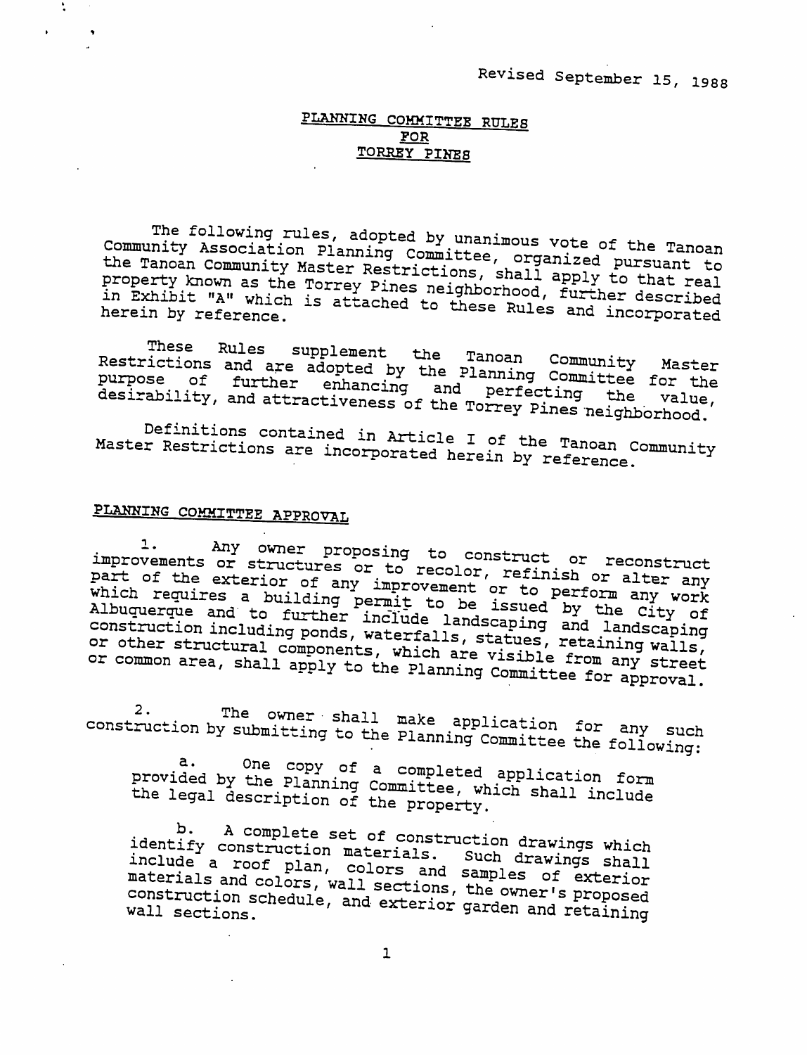Revised September 15, 1988

# PLANNING COMMITTEE RULES FOR TORREY PINES

The following rules, adopted by unanimous vote of the Tanoan Community Association Planning Committee, organized pursuant to the Tanoan Community Master Restrictions, shall apply to that real property known as the Torrey Pines neighborhood, further described in Exhibit "A" which is attached to these Rules and incorporated herein by reference.

These Rules supplement the Tanoan Community Master Restrictions and are adopted by the Planning Committee for the purpose of further enhancing and perfecting the value, desirability, and attractiveness of the Torrey Pines neighborhood.

Definitions contained in Article I of the Tanoan Community Master Restrictions are incorporated herein by reference.

## PLANNING COMMITTEE APPROVAL

1. Any owner proposing to construct or reconstruct improvements or structures or to recolor, refinish or alter any part of the exterior of any improvement or to perform any work which requires a building permit to be issued by the City of Albuquerque and to further include landscaping and landscaping construction including ponds, waterfalls, statues, retaining walls, or other structural components, which are visible from any street or common area, shall apply to the Planning Committee for approval.

2. The owner shall make application for any such construction by submitting to the Planning Committee the following:

   a. One copy of a completed application form provided by the Planning Committee, which shall include the legal description of the property.

   b. A complete set of construction drawings which identify construction materials. Such drawings shall include a roof plan, colors and samples of exterior materials and colors, wall sections, the owner's proposed construction schedule, and exterior garden and retaining wall sections.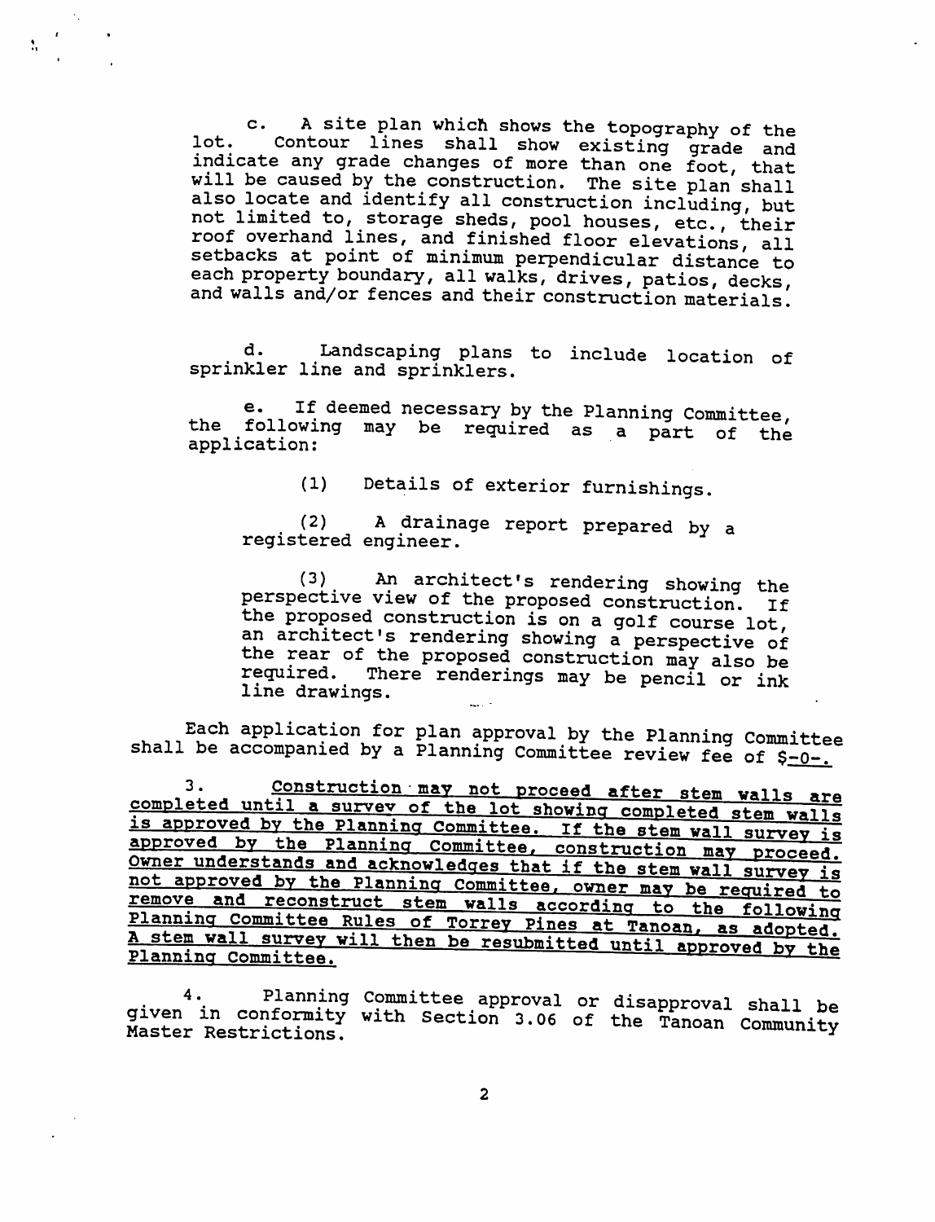c. A site plan which shows the topography of the lot. Contour lines shall show existing grade and indicate any grade changes of more than one foot, that will be caused by the construction. The site plan shall also locate and identify all construction including, but not limited to, storage sheds, pool houses, etc., their roof overhand lines, and finished floor elevations, all setbacks at point of minimum perpendicular distance to each property boundary, all walks, drives, patios, decks, and walls and/or fences and their construction materials.

d. Landscaping plans to include location of sprinkler line and sprinklers.

e. If deemed necessary by the Planning Committee, the following may be required as a part of the application:

(1) Details of exterior furnishings.

(2) A drainage report prepared by a registered engineer.

(3) An architect's rendering showing the perspective view of the proposed construction. If the proposed construction is on a golf course lot, an architect's rendering showing a perspective of the rear of the proposed construction may also be required. There renderings may be pencil or ink line drawings.

Each application for plan approval by the Planning Committee shall be accompanied by a Planning Committee review fee of $-0-.

3. <u>Construction may not proceed after stem walls are completed until a survey of the lot showing completed stem walls is approved by the Planning Committee. If the stem wall survey is approved by the Planning Committee, construction may proceed. Owner understands and acknowledges that if the stem wall survey is not approved by the Planning Committee, owner may be required to remove and reconstruct stem walls according to the following Planning Committee Rules of Torrey Pines at Tanoan, as adopted. A stem wall survey will then be resubmitted until approved by the Planning Committee.</u>

4. Planning Committee approval or disapproval shall be given in conformity with Section 3.06 of the Tanoan Community Master Restrictions.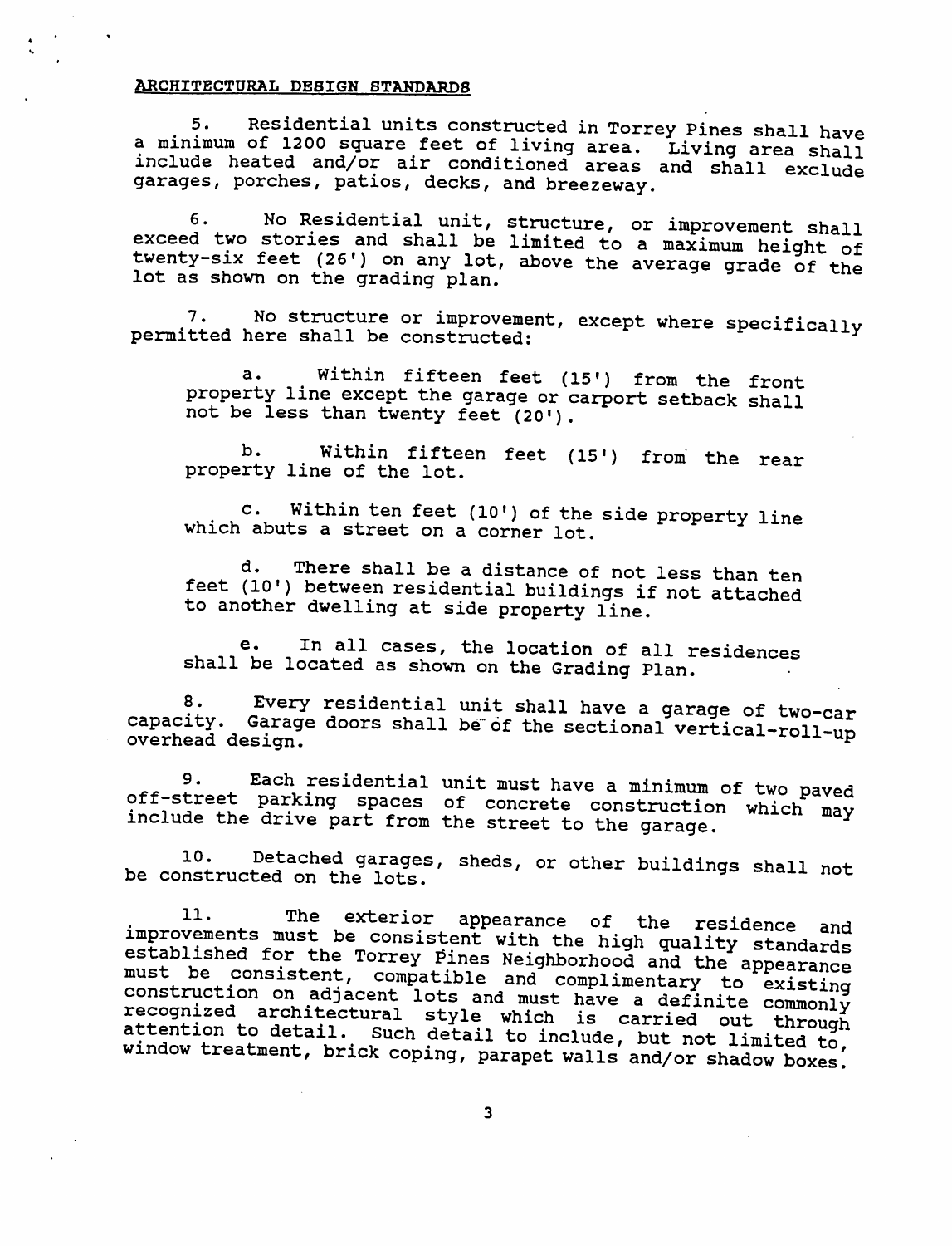## ARCHITECTURAL DESIGN STANDARDS

5. Residential units constructed in Torrey Pines shall have a minimum of 1200 square feet of living area. Living area shall include heated and/or air conditioned areas and shall exclude garages, porches, patios, decks, and breezeway.

6. No Residential unit, structure, or improvement shall exceed two stories and shall be limited to a maximum height of twenty-six feet (26') on any lot, above the average grade of the lot as shown on the grading plan.

7. No structure or improvement, except where specifically permitted here shall be constructed:

   a. Within fifteen feet (15') from the front property line except the garage or carport setback shall not be less than twenty feet (20').

   b. Within fifteen feet (15') from the rear property line of the lot.

   c. Within ten feet (10') of the side property line which abuts a street on a corner lot.

   d. There shall be a distance of not less than ten feet (10') between residential buildings if not attached to another dwelling at side property line.

   e. In all cases, the location of all residences shall be located as shown on the Grading Plan.

8. Every residential unit shall have a garage of two-car capacity. Garage doors shall be of the sectional vertical-roll-up overhead design.

9. Each residential unit must have a minimum of two paved off-street parking spaces of concrete construction which may include the drive part from the street to the garage.

10. Detached garages, sheds, or other buildings shall not be constructed on the lots.

11. The exterior appearance of the residence and improvements must be consistent with the high quality standards established for the Torrey Pines Neighborhood and the appearance must be consistent, compatible and complimentary to existing construction on adjacent lots and must have a definite commonly recognized architectural style which is carried out through attention to detail. Such detail to include, but not limited to, window treatment, brick coping, parapet walls and/or shadow boxes.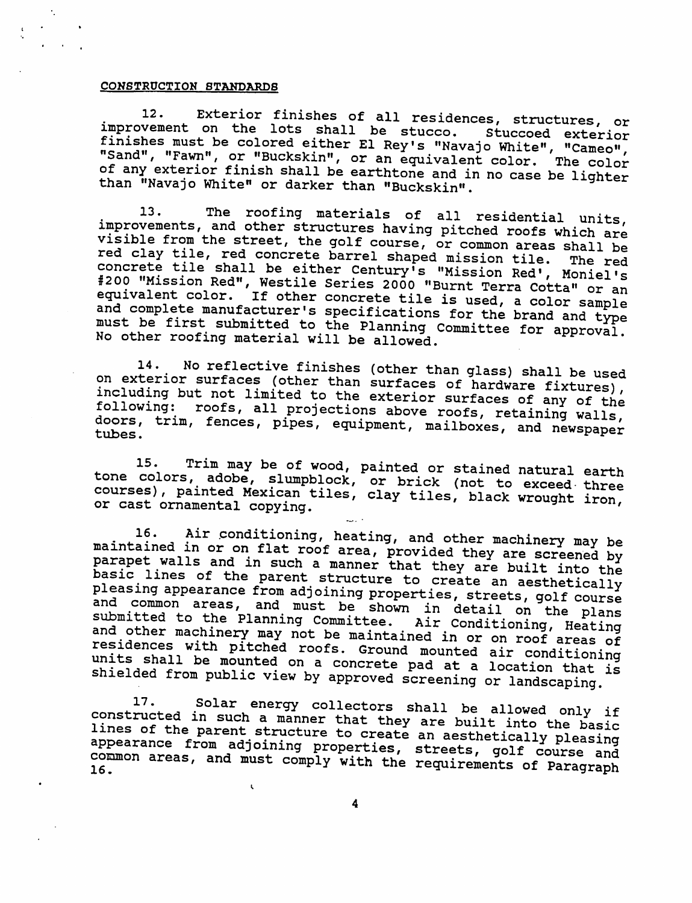## CONSTRUCTION STANDARDS

12. Exterior finishes of all residences, structures, or improvement on the lots shall be stucco. Stuccoed exterior finishes must be colored either El Rey's "Navajo White", "Cameo", "Sand", "Fawn", or "Buckskin", or an equivalent color. The color of any exterior finish shall be earthtone and in no case be lighter than "Navajo White" or darker than "Buckskin".

13. The roofing materials of all residential units, improvements, and other structures having pitched roofs which are visible from the street, the golf course, or common areas shall be red clay tile, red concrete barrel shaped mission tile. The red concrete tile shall be either Century's "Mission Red', Moniel's #200 "Mission Red", Westile Series 2000 "Burnt Terra Cotta" or an equivalent color. If other concrete tile is used, a color sample and complete manufacturer's specifications for the brand and type must be first submitted to the Planning Committee for approval. No other roofing material will be allowed.

14. No reflective finishes (other than glass) shall be used on exterior surfaces (other than surfaces of hardware fixtures), including but not limited to the exterior surfaces of any of the following: roofs, all projections above roofs, retaining walls, doors, trim, fences, pipes, equipment, mailboxes, and newspaper tubes.

15. Trim may be of wood, painted or stained natural earth tone colors, adobe, slumpblock, or brick (not to exceed three courses), painted Mexican tiles, clay tiles, black wrought iron, or cast ornamental copying.

16. Air conditioning, heating, and other machinery may be maintained in or on flat roof area, provided they are screened by parapet walls and in such a manner that they are built into the basic lines of the parent structure to create an aesthetically pleasing appearance from adjoining properties, streets, golf course and common areas, and must be shown in detail on the plans submitted to the Planning Committee. Air Conditioning, Heating and other machinery may not be maintained in or on roof areas of residences with pitched roofs. Ground mounted air conditioning units shall be mounted on a concrete pad at a location that is shielded from public view by approved screening or landscaping.

17. Solar energy collectors shall be allowed only if constructed in such a manner that they are built into the basic lines of the parent structure to create an aesthetically pleasing appearance from adjoining properties, streets, golf course and common areas, and must comply with the requirements of Paragraph 16.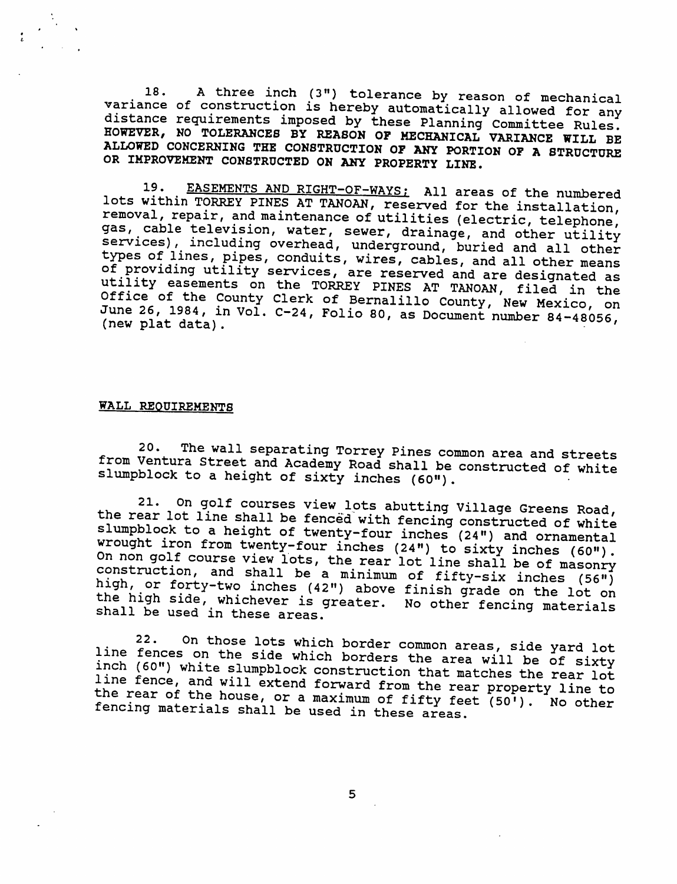18. A three inch (3") tolerance by reason of mechanical variance of construction is hereby automatically allowed for any distance requirements imposed by these Planning Committee Rules. **HOWEVER, NO TOLERANCES BY REASON OF MECHANICAL VARIANCE WILL BE ALLOWED CONCERNING THE CONSTRUCTION OF ANY PORTION OF A STRUCTURE OR IMPROVEMENT CONSTRUCTED ON ANY PROPERTY LINE.**

19. EASEMENTS AND RIGHT-OF-WAYS; All areas of the numbered lots within TORREY PINES AT TANOAN, reserved for the installation, removal, repair, and maintenance of utilities (electric, telephone, gas, cable television, water, sewer, drainage, and other utility services), including overhead, underground, buried and all other types of lines, pipes, conduits, wires, cables, and all other means of providing utility services, are reserved and are designated as utility easements on the TORREY PINES AT TANOAN, filed in the Office of the County Clerk of Bernalillo County, New Mexico, on June 26, 1984, in Vol. C-24, Folio 80, as Document number 84-48056, (new plat data).

## WALL REQUIREMENTS

20. The wall separating Torrey Pines common area and streets from Ventura Street and Academy Road shall be constructed of white slumpblock to a height of sixty inches (60").

21. On golf courses view lots abutting Village Greens Road, the rear lot line shall be fenced with fencing constructed of white slumpblock to a height of twenty-four inches (24") and ornamental wrought iron from twenty-four inches (24") to sixty inches (60"). On non golf course view lots, the rear lot line shall be of masonry construction, and shall be a minimum of fifty-six inches (56") high, or forty-two inches (42") above finish grade on the lot on the high side, whichever is greater. No other fencing materials shall be used in these areas.

22. On those lots which border common areas, side yard lot line fences on the side which borders the area will be of sixty inch (60") white slumpblock construction that matches the rear lot line fence, and will extend forward from the rear property line to the rear of the house, or a maximum of fifty feet (50'). No other fencing materials shall be used in these areas.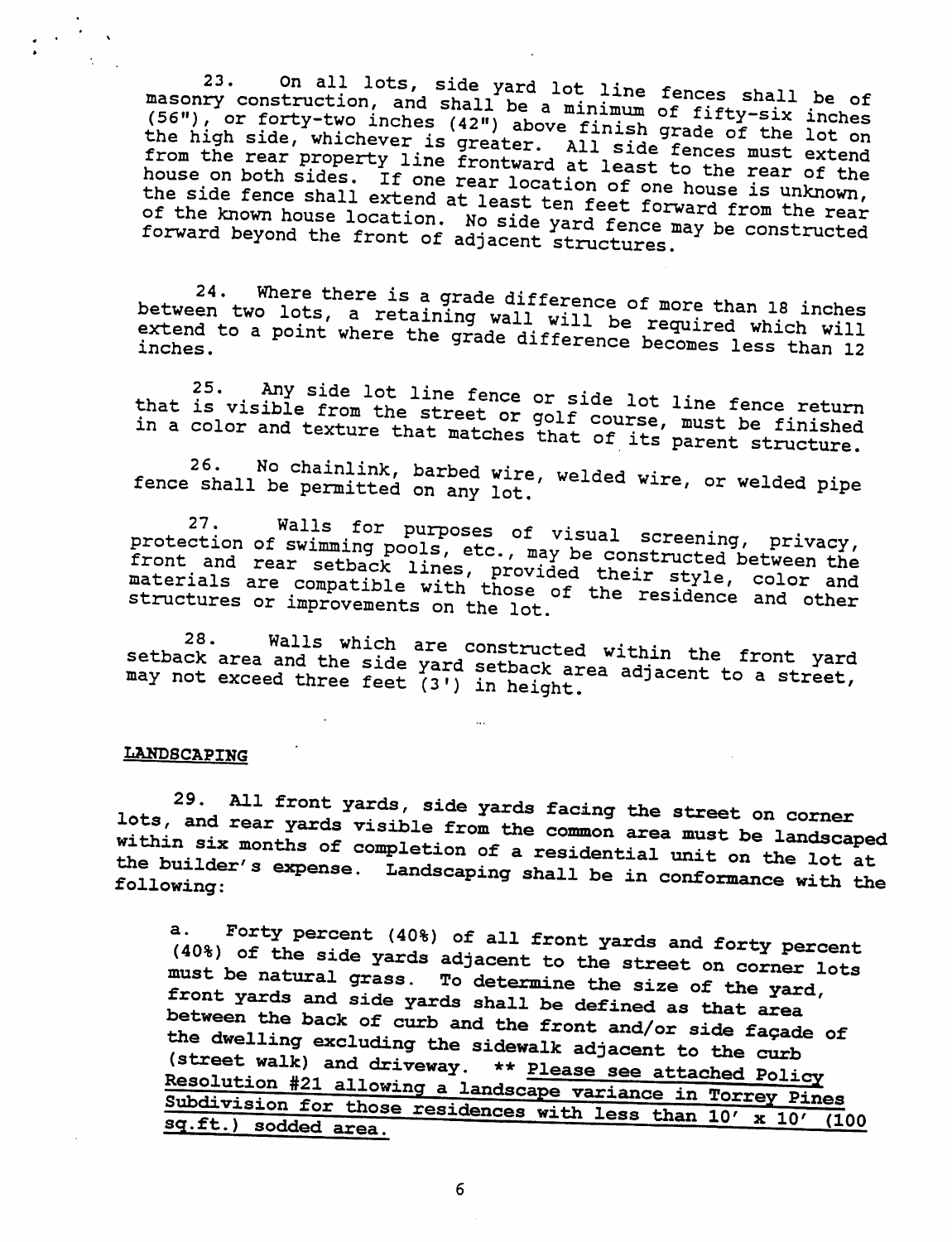23. On all lots, side yard lot line fences shall be of masonry construction, and shall be a minimum of fifty-six inches (56"), or forty-two inches (42") above finish grade of the lot on the high side, whichever is greater. All side fences must extend from the rear property line frontward at least to the rear of the house on both sides. If one rear location of one house is unknown, the side fence shall extend at least ten feet forward from the rear of the known house location. No side yard fence may be constructed forward beyond the front of adjacent structures.

24. Where there is a grade difference of more than 18 inches between two lots, a retaining wall will be required which will extend to a point where the grade difference becomes less than 12 inches.

25. Any side lot line fence or side lot line fence return that is visible from the street or golf course, must be finished in a color and texture that matches that of its parent structure.

26. No chainlink, barbed wire, welded wire, or welded pipe fence shall be permitted on any lot.

27. Walls for purposes of visual screening, privacy, protection of swimming pools, etc., may be constructed between the front and rear setback lines, provided their style, color and materials are compatible with those of the residence and other structures or improvements on the lot.

28. Walls which are constructed within the front yard setback area and the side yard setback area adjacent to a street, may not exceed three feet (3') in height.

## LANDSCAPING

29. All front yards, side yards facing the street on corner lots, and rear yards visible from the common area must be landscaped within six months of completion of a residential unit on the lot at the builder's expense. Landscaping shall be in conformance with the following:

a. Forty percent (40%) of all front yards and forty percent (40%) of the side yards adjacent to the street on corner lots must be natural grass. To determine the size of the yard, front yards and side yards shall be defined as that area between the back of curb and the front and/or side façade of the dwelling excluding the sidewalk adjacent to the curb (street walk) and driveway. ** <u>Please see attached Policy Resolution #21 allowing a landscape variance in Torrey Pines Subdivision for those residences with less than 10' x 10' (100 sq.ft.) sodded area.</u>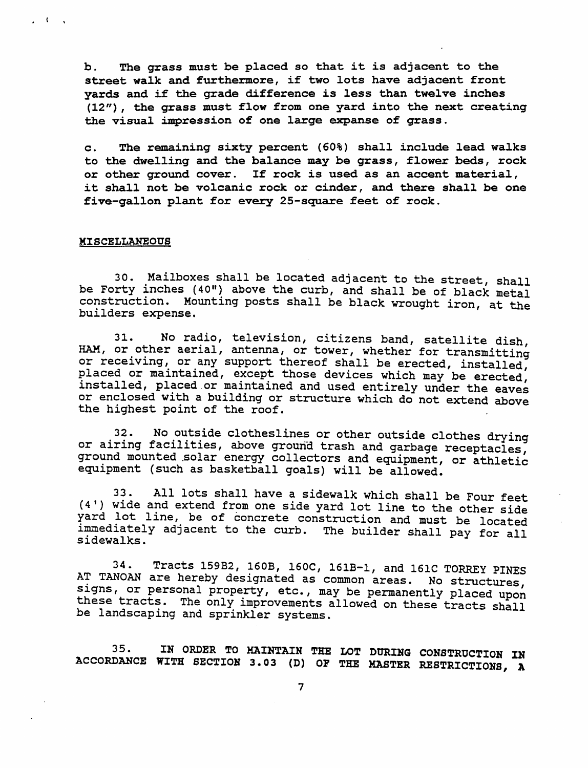b. The grass must be placed so that it is adjacent to the street walk and furthermore, if two lots have adjacent front yards and if the grade difference is less than twelve inches (12"), the grass must flow from one yard into the next creating the visual impression of one large expanse of grass.

c. The remaining sixty percent (60%) shall include lead walks to the dwelling and the balance may be grass, flower beds, rock or other ground cover. If rock is used as an accent material, it shall not be volcanic rock or cinder, and there shall be one five-gallon plant for every 25-square feet of rock.

**MISCELLANEOUS**

30. Mailboxes shall be located adjacent to the street, shall be Forty inches (40") above the curb, and shall be of black metal construction. Mounting posts shall be black wrought iron, at the builders expense.

31. No radio, television, citizens band, satellite dish, HAM, or other aerial, antenna, or tower, whether for transmitting or receiving, or any support thereof shall be erected, installed, placed or maintained, except those devices which may be erected, installed, placed or maintained and used entirely under the eaves or enclosed with a building or structure which do not extend above the highest point of the roof.

32. No outside clotheslines or other outside clothes drying or airing facilities, above ground trash and garbage receptacles, ground mounted solar energy collectors and equipment, or athletic equipment (such as basketball goals) will be allowed.

33. All lots shall have a sidewalk which shall be Four feet (4') wide and extend from one side yard lot line to the other side yard lot line, be of concrete construction and must be located immediately adjacent to the curb. The builder shall pay for all sidewalks.

34. Tracts 159B2, 160B, 160C, 161B-1, and 161C TORREY PINES AT TANOAN are hereby designated as common areas. No structures, signs, or personal property, etc., may be permanently placed upon these tracts. The only improvements allowed on these tracts shall be landscaping and sprinkler systems.

**35. IN ORDER TO MAINTAIN THE LOT DURING CONSTRUCTION IN ACCORDANCE WITH SECTION 3.03 (D) OF THE MASTER RESTRICTIONS, A**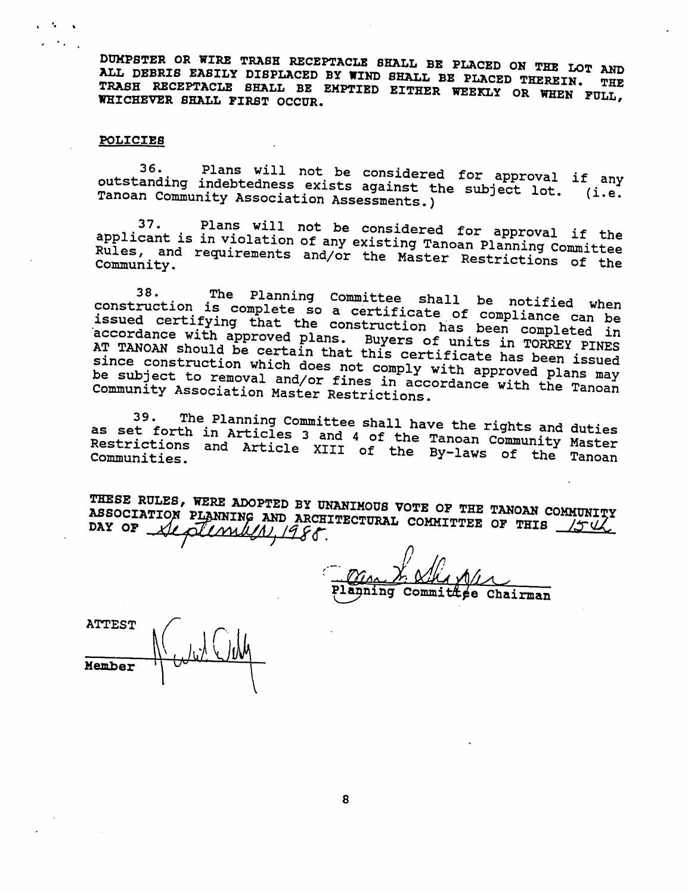DUMPSTER OR WIRE TRASH RECEPTACLE SHALL BE PLACED ON THE LOT AND ALL DEBRIS EASILY DISPLACED BY WIND SHALL BE PLACED THEREIN. THE TRASH RECEPTACLE SHALL BE EMPTIED EITHER WEEKLY OR WHEN FULL, WHICHEVER SHALL FIRST OCCUR.

**POLICIES**

36. Plans will not be considered for approval if any outstanding indebtedness exists against the subject lot. (i.e. Tanoan Community Association Assessments.)

37. Plans will not be considered for approval if the applicant is in violation of any existing Tanoan Planning Committee Rules, and requirements and/or the Master Restrictions of the Community.

38. The Planning Committee shall be notified when construction is complete so a certificate of compliance can be issued certifying that the construction has been completed in accordance with approved plans. Buyers of units in TORREY PINES AT TANOAN should be certain that this certificate has been issued since construction which does not comply with approved plans may be subject to removal and/or fines in accordance with the Tanoan Community Association Master Restrictions.

39. The Planning Committee shall have the rights and duties as set forth in Articles 3 and 4 of the Tanoan Community Master Restrictions and Article XIII of the By-laws of the Tanoan Communities.

THESE RULES, WERE ADOPTED BY UNANIMOUS VOTE OF THE TANOAN COMMUNITY ASSOCIATION PLANNING AND ARCHITECTURAL COMMITTEE OF THIS 15th DAY OF September, 1988.

Planning Committee Chairman

ATTEST

Member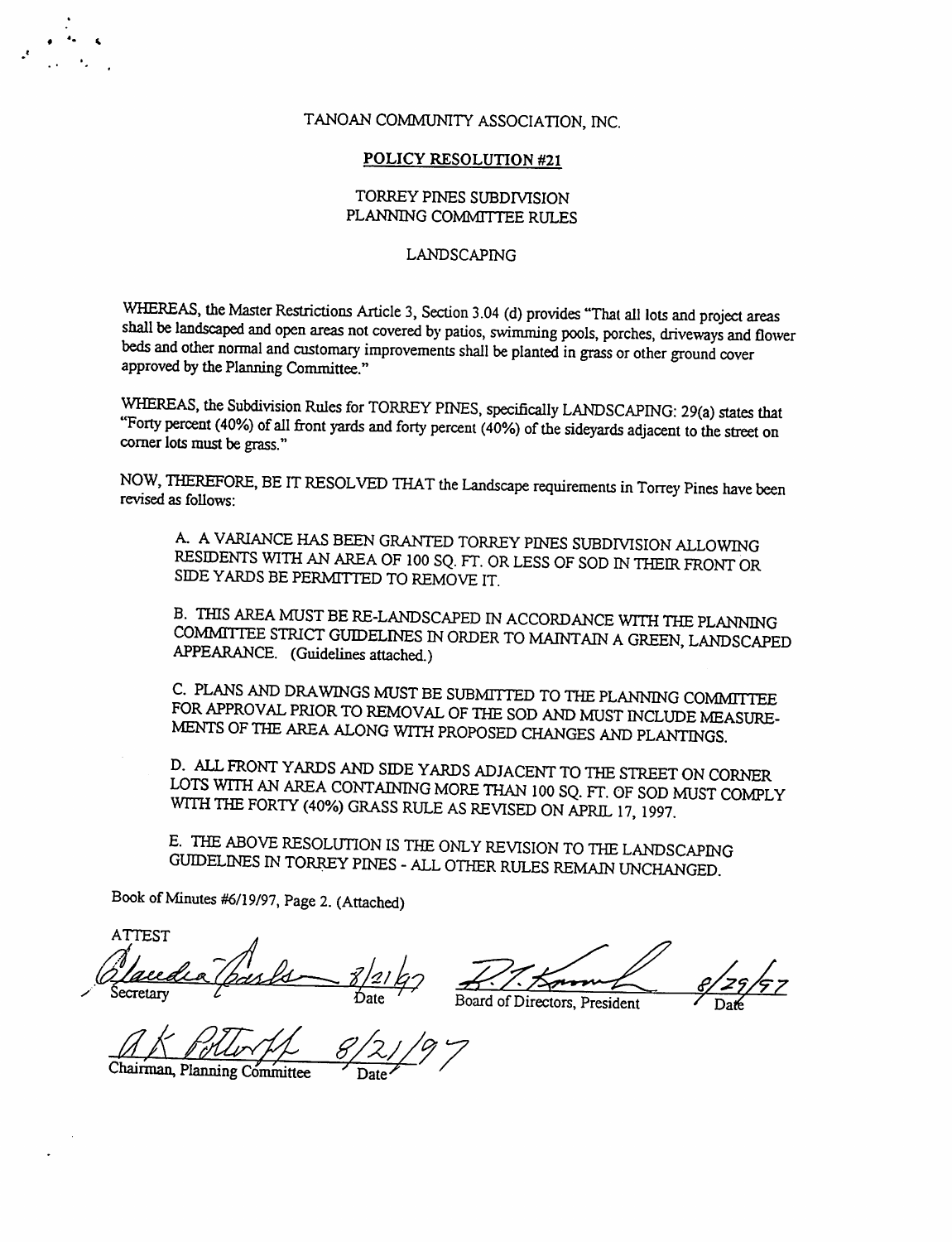TANOAN COMMUNITY ASSOCIATION, INC.

**POLICY RESOLUTION #21**

TORREY PINES SUBDIVISION
PLANNING COMMITTEE RULES

LANDSCAPING

WHEREAS, the Master Restrictions Article 3, Section 3.04 (d) provides "That all lots and project areas shall be landscaped and open areas not covered by patios, swimming pools, porches, driveways and flower beds and other normal and customary improvements shall be planted in grass or other ground cover approved by the Planning Committee."

WHEREAS, the Subdivision Rules for TORREY PINES, specifically LANDSCAPING: 29(a) states that "Forty percent (40%) of all front yards and forty percent (40%) of the sideyards adjacent to the street on corner lots must be grass."

NOW, THEREFORE, BE IT RESOLVED THAT the Landscape requirements in Torrey Pines have been revised as follows:

A. A VARIANCE HAS BEEN GRANTED TORREY PINES SUBDIVISION ALLOWING RESIDENTS WITH AN AREA OF 100 SQ. FT. OR LESS OF SOD IN THEIR FRONT OR SIDE YARDS BE PERMITTED TO REMOVE IT.

B. THIS AREA MUST BE RE-LANDSCAPED IN ACCORDANCE WITH THE PLANNING COMMITTEE STRICT GUIDELINES IN ORDER TO MAINTAIN A GREEN, LANDSCAPED APPEARANCE. (Guidelines attached.)

C. PLANS AND DRAWINGS MUST BE SUBMITTED TO THE PLANNING COMMITTEE FOR APPROVAL PRIOR TO REMOVAL OF THE SOD AND MUST INCLUDE MEASUREMENTS OF THE AREA ALONG WITH PROPOSED CHANGES AND PLANTINGS.

D. ALL FRONT YARDS AND SIDE YARDS ADJACENT TO THE STREET ON CORNER LOTS WITH AN AREA CONTAINING MORE THAN 100 SQ. FT. OF SOD MUST COMPLY WITH THE FORTY (40%) GRASS RULE AS REVISED ON APRIL 17, 1997.

E. THE ABOVE RESOLUTION IS THE ONLY REVISION TO THE LANDSCAPING GUIDELINES IN TORREY PINES - ALL OTHER RULES REMAIN UNCHANGED.

Book of Minutes #6/19/97, Page 2. (Attached)

ATTEST

Claudia Baskes 8/21/97
Secretary Date

R. T. Kramer 8/29/97
Board of Directors, President Date

A K Potteroff 8/21/97
Chairman, Planning Committee Date